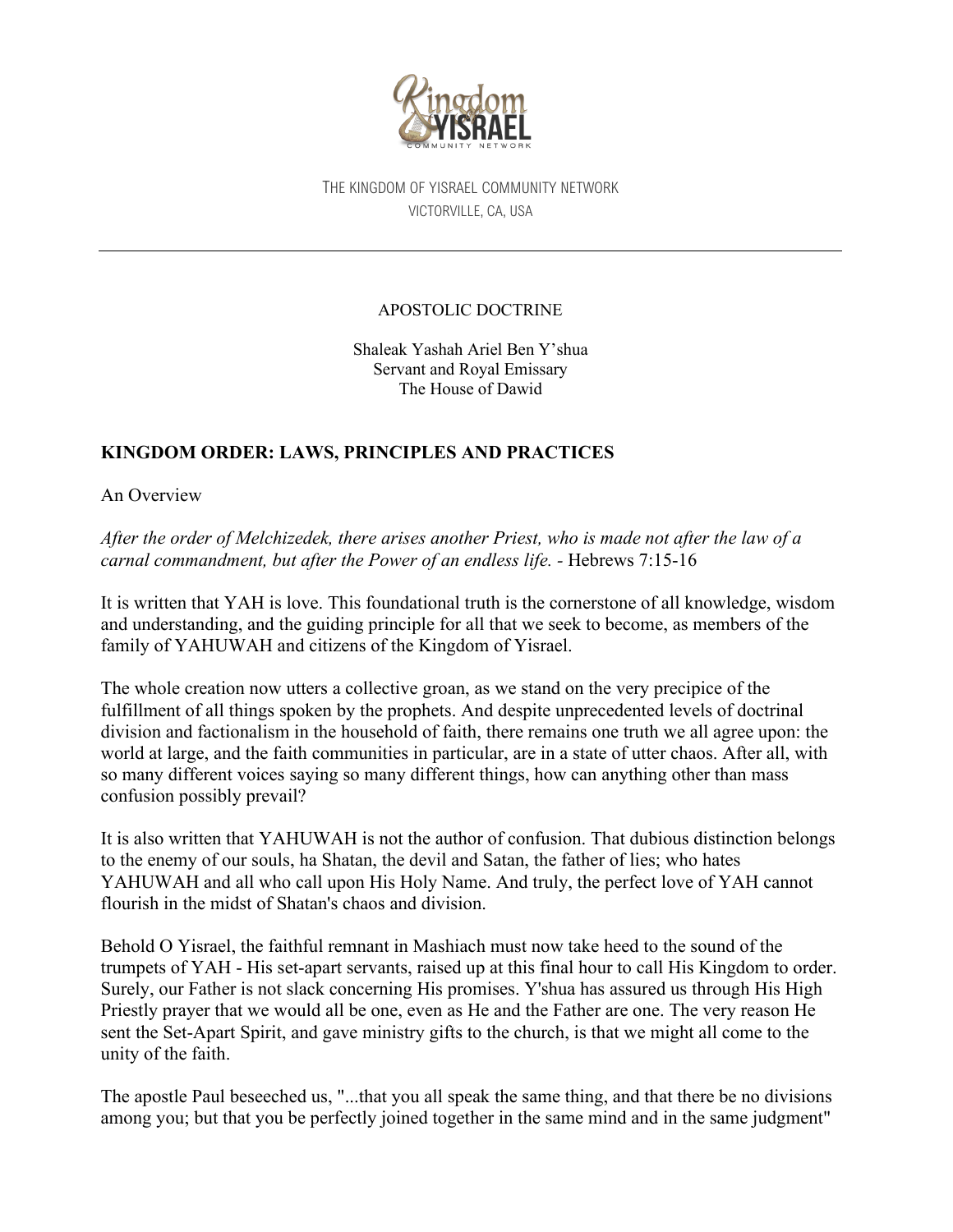THE KINGDOM OF YISRAEL COMMUNITY NETWORK
VICTORVILLE, CA, USA

---

APOSTOLIC DOCTRINE

Shaleak Yashah Ariel Ben Y'shua
Servant and Royal Emissary
The House of Dawid

## KINGDOM ORDER: LAWS, PRINCIPLES AND PRACTICES

An Overview

*After the order of Melchizedek, there arises another Priest, who is made not after the law of a carnal commandment, but after the Power of an endless life.* - Hebrews 7:15-16

It is written that YAH is love. This foundational truth is the cornerstone of all knowledge, wisdom and understanding, and the guiding principle for all that we seek to become, as members of the family of YAHUWAH and citizens of the Kingdom of Yisrael.

The whole creation now utters a collective groan, as we stand on the very precipice of the fulfillment of all things spoken by the prophets. And despite unprecedented levels of doctrinal division and factionalism in the household of faith, there remains one truth we all agree upon: the world at large, and the faith communities in particular, are in a state of utter chaos. After all, with so many different voices saying so many different things, how can anything other than mass confusion possibly prevail?

It is also written that YAHUWAH is not the author of confusion. That dubious distinction belongs to the enemy of our souls, ha Shatan, the devil and Satan, the father of lies; who hates YAHUWAH and all who call upon His Holy Name. And truly, the perfect love of YAH cannot flourish in the midst of Shatan's chaos and division.

Behold O Yisrael, the faithful remnant in Mashiach must now take heed to the sound of the trumpets of YAH - His set-apart servants, raised up at this final hour to call His Kingdom to order. Surely, our Father is not slack concerning His promises. Y'shua has assured us through His High Priestly prayer that we would all be one, even as He and the Father are one. The very reason He sent the Set-Apart Spirit, and gave ministry gifts to the church, is that we might all come to the unity of the faith.

The apostle Paul beseeched us, "...that you all speak the same thing, and that there be no divisions among you; but that you be perfectly joined together in the same mind and in the same judgment"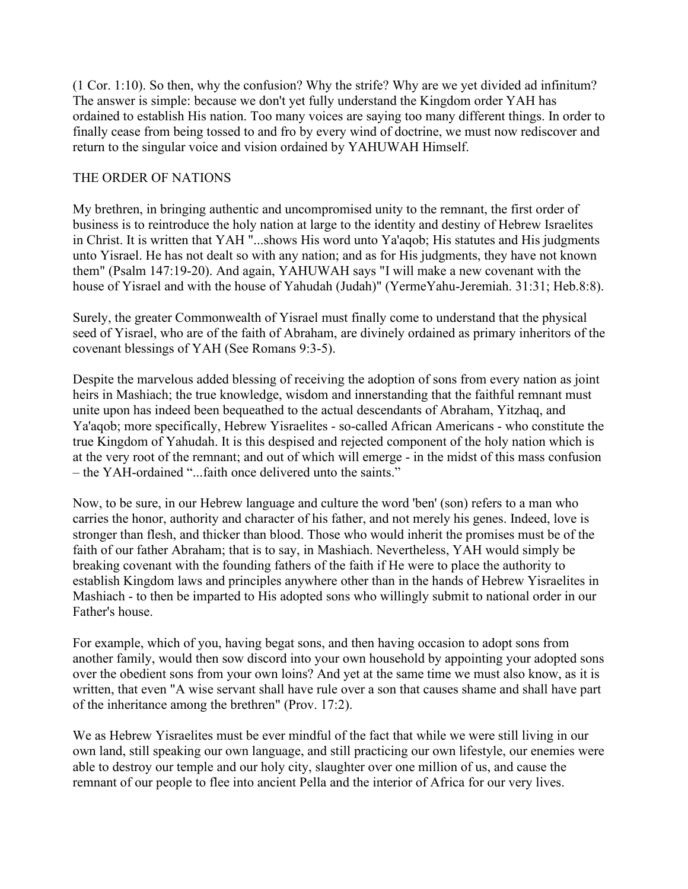(1 Cor. 1:10). So then, why the confusion? Why the strife? Why are we yet divided ad infinitum? The answer is simple: because we don't yet fully understand the Kingdom order YAH has ordained to establish His nation. Too many voices are saying too many different things. In order to finally cease from being tossed to and fro by every wind of doctrine, we must now rediscover and return to the singular voice and vision ordained by YAHUWAH Himself.

## THE ORDER OF NATIONS

My brethren, in bringing authentic and uncompromised unity to the remnant, the first order of business is to reintroduce the holy nation at large to the identity and destiny of Hebrew Israelites in Christ. It is written that YAH "...shows His word unto Ya'aqob; His statutes and His judgments unto Yisrael. He has not dealt so with any nation; and as for His judgments, they have not known them" (Psalm 147:19-20). And again, YAHUWAH says "I will make a new covenant with the house of Yisrael and with the house of Yahudah (Judah)" (YermeYahu-Jeremiah. 31:31; Heb.8:8).

Surely, the greater Commonwealth of Yisrael must finally come to understand that the physical seed of Yisrael, who are of the faith of Abraham, are divinely ordained as primary inheritors of the covenant blessings of YAH (See Romans 9:3-5).

Despite the marvelous added blessing of receiving the adoption of sons from every nation as joint heirs in Mashiach; the true knowledge, wisdom and innerstanding that the faithful remnant must unite upon has indeed been bequeathed to the actual descendants of Abraham, Yitzhaq, and Ya'aqob; more specifically, Hebrew Yisraelites - so-called African Americans - who constitute the true Kingdom of Yahudah. It is this despised and rejected component of the holy nation which is at the very root of the remnant; and out of which will emerge - in the midst of this mass confusion – the YAH-ordained "...faith once delivered unto the saints."

Now, to be sure, in our Hebrew language and culture the word 'ben' (son) refers to a man who carries the honor, authority and character of his father, and not merely his genes. Indeed, love is stronger than flesh, and thicker than blood. Those who would inherit the promises must be of the faith of our father Abraham; that is to say, in Mashiach. Nevertheless, YAH would simply be breaking covenant with the founding fathers of the faith if He were to place the authority to establish Kingdom laws and principles anywhere other than in the hands of Hebrew Yisraelites in Mashiach - to then be imparted to His adopted sons who willingly submit to national order in our Father's house.

For example, which of you, having begat sons, and then having occasion to adopt sons from another family, would then sow discord into your own household by appointing your adopted sons over the obedient sons from your own loins? And yet at the same time we must also know, as it is written, that even "A wise servant shall have rule over a son that causes shame and shall have part of the inheritance among the brethren" (Prov. 17:2).

We as Hebrew Yisraelites must be ever mindful of the fact that while we were still living in our own land, still speaking our own language, and still practicing our own lifestyle, our enemies were able to destroy our temple and our holy city, slaughter over one million of us, and cause the remnant of our people to flee into ancient Pella and the interior of Africa for our very lives.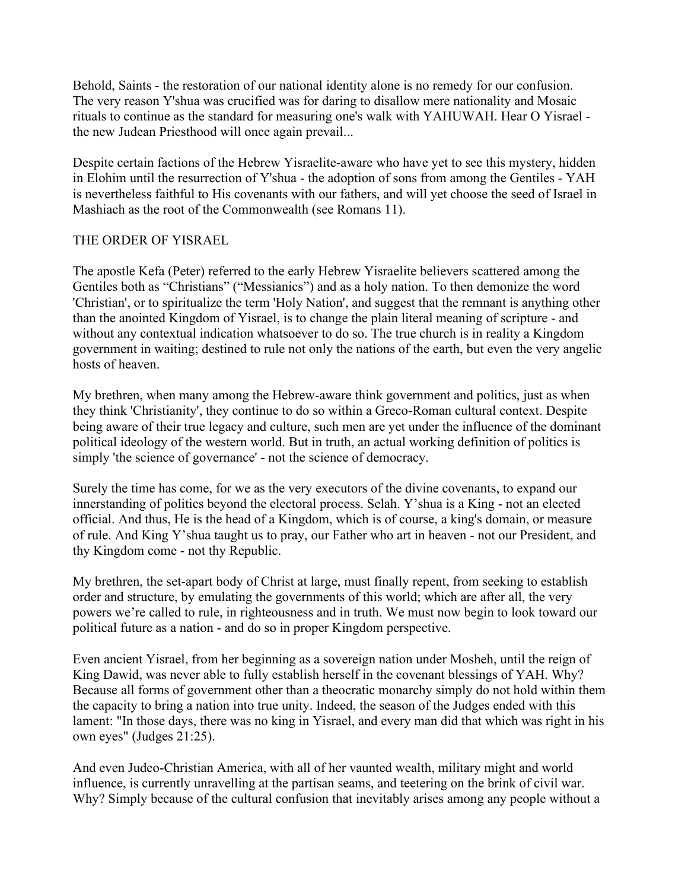Behold, Saints - the restoration of our national identity alone is no remedy for our confusion. The very reason Y'shua was crucified was for daring to disallow mere nationality and Mosaic rituals to continue as the standard for measuring one's walk with YAHUWAH. Hear O Yisrael - the new Judean Priesthood will once again prevail...

Despite certain factions of the Hebrew Yisraelite-aware who have yet to see this mystery, hidden in Elohim until the resurrection of Y'shua - the adoption of sons from among the Gentiles - YAH is nevertheless faithful to His covenants with our fathers, and will yet choose the seed of Israel in Mashiach as the root of the Commonwealth (see Romans 11).

## THE ORDER OF YISRAEL

The apostle Kefa (Peter) referred to the early Hebrew Yisraelite believers scattered among the Gentiles both as "Christians" ("Messianics") and as a holy nation. To then demonize the word 'Christian', or to spiritualize the term 'Holy Nation', and suggest that the remnant is anything other than the anointed Kingdom of Yisrael, is to change the plain literal meaning of scripture - and without any contextual indication whatsoever to do so. The true church is in reality a Kingdom government in waiting; destined to rule not only the nations of the earth, but even the very angelic hosts of heaven.

My brethren, when many among the Hebrew-aware think government and politics, just as when they think 'Christianity', they continue to do so within a Greco-Roman cultural context. Despite being aware of their true legacy and culture, such men are yet under the influence of the dominant political ideology of the western world. But in truth, an actual working definition of politics is simply 'the science of governance' - not the science of democracy.

Surely the time has come, for we as the very executors of the divine covenants, to expand our innerstanding of politics beyond the electoral process. Selah. Y'shua is a King - not an elected official. And thus, He is the head of a Kingdom, which is of course, a king's domain, or measure of rule. And King Y'shua taught us to pray, our Father who art in heaven - not our President, and thy Kingdom come - not thy Republic.

My brethren, the set-apart body of Christ at large, must finally repent, from seeking to establish order and structure, by emulating the governments of this world; which are after all, the very powers we're called to rule, in righteousness and in truth. We must now begin to look toward our political future as a nation - and do so in proper Kingdom perspective.

Even ancient Yisrael, from her beginning as a sovereign nation under Mosheh, until the reign of King Dawid, was never able to fully establish herself in the covenant blessings of YAH. Why? Because all forms of government other than a theocratic monarchy simply do not hold within them the capacity to bring a nation into true unity. Indeed, the season of the Judges ended with this lament: "In those days, there was no king in Yisrael, and every man did that which was right in his own eyes" (Judges 21:25).

And even Judeo-Christian America, with all of her vaunted wealth, military might and world influence, is currently unravelling at the partisan seams, and teetering on the brink of civil war. Why? Simply because of the cultural confusion that inevitably arises among any people without a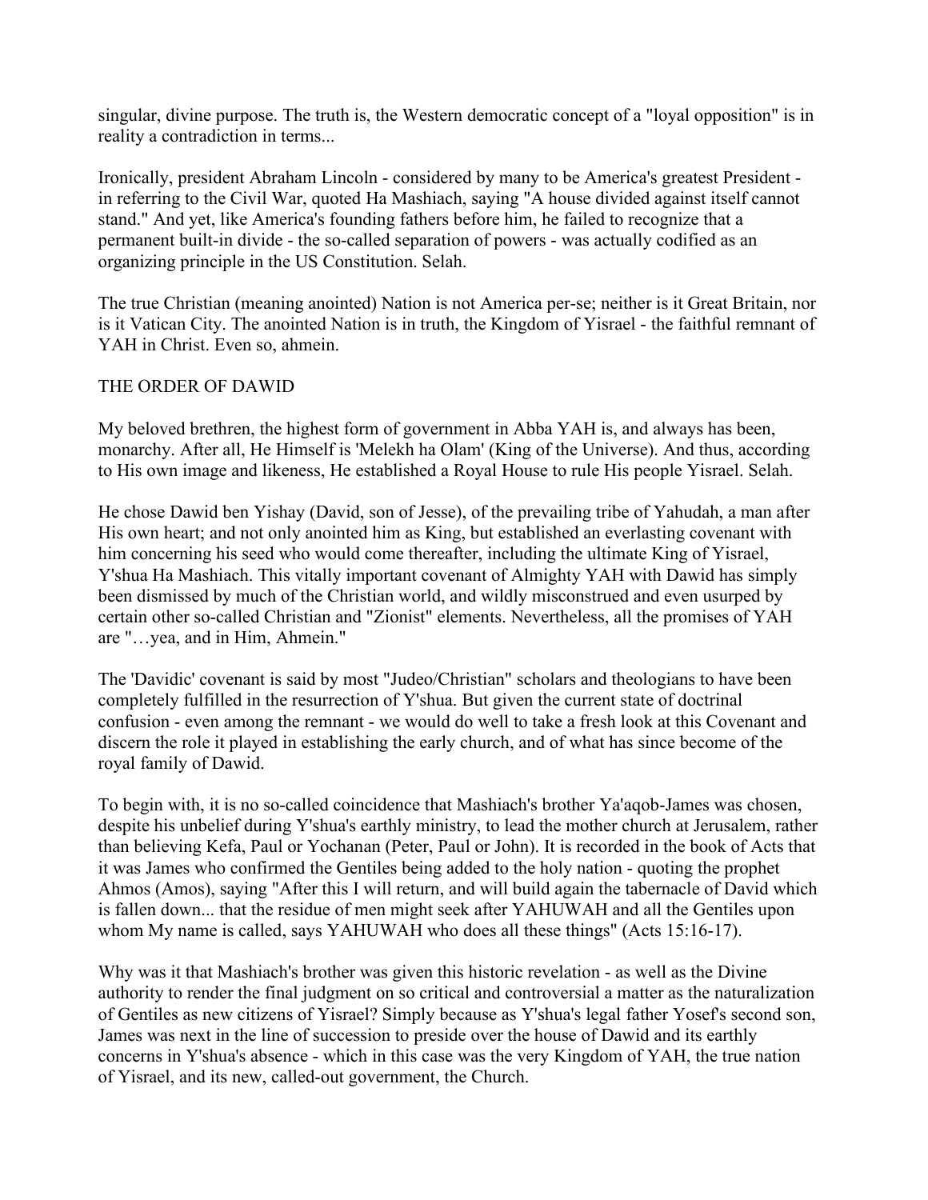singular, divine purpose. The truth is, the Western democratic concept of a "loyal opposition" is in reality a contradiction in terms...

Ironically, president Abraham Lincoln - considered by many to be America's greatest President - in referring to the Civil War, quoted Ha Mashiach, saying "A house divided against itself cannot stand." And yet, like America's founding fathers before him, he failed to recognize that a permanent built-in divide - the so-called separation of powers - was actually codified as an organizing principle in the US Constitution. Selah.

The true Christian (meaning anointed) Nation is not America per-se; neither is it Great Britain, nor is it Vatican City. The anointed Nation is in truth, the Kingdom of Yisrael - the faithful remnant of YAH in Christ. Even so, ahmein.

## THE ORDER OF DAWID

My beloved brethren, the highest form of government in Abba YAH is, and always has been, monarchy. After all, He Himself is 'Melekh ha Olam' (King of the Universe). And thus, according to His own image and likeness, He established a Royal House to rule His people Yisrael. Selah.

He chose Dawid ben Yishay (David, son of Jesse), of the prevailing tribe of Yahudah, a man after His own heart; and not only anointed him as King, but established an everlasting covenant with him concerning his seed who would come thereafter, including the ultimate King of Yisrael, Y'shua Ha Mashiach. This vitally important covenant of Almighty YAH with Dawid has simply been dismissed by much of the Christian world, and wildly misconstrued and even usurped by certain other so-called Christian and "Zionist" elements. Nevertheless, all the promises of YAH are "…yea, and in Him, Ahmein."

The 'Davidic' covenant is said by most "Judeo/Christian" scholars and theologians to have been completely fulfilled in the resurrection of Y'shua. But given the current state of doctrinal confusion - even among the remnant - we would do well to take a fresh look at this Covenant and discern the role it played in establishing the early church, and of what has since become of the royal family of Dawid.

To begin with, it is no so-called coincidence that Mashiach's brother Ya'aqob-James was chosen, despite his unbelief during Y'shua's earthly ministry, to lead the mother church at Jerusalem, rather than believing Kefa, Paul or Yochanan (Peter, Paul or John). It is recorded in the book of Acts that it was James who confirmed the Gentiles being added to the holy nation - quoting the prophet Ahmos (Amos), saying "After this I will return, and will build again the tabernacle of David which is fallen down... that the residue of men might seek after YAHUWAH and all the Gentiles upon whom My name is called, says YAHUWAH who does all these things" (Acts 15:16-17).

Why was it that Mashiach's brother was given this historic revelation - as well as the Divine authority to render the final judgment on so critical and controversial a matter as the naturalization of Gentiles as new citizens of Yisrael? Simply because as Y'shua's legal father Yosef's second son, James was next in the line of succession to preside over the house of Dawid and its earthly concerns in Y'shua's absence - which in this case was the very Kingdom of YAH, the true nation of Yisrael, and its new, called-out government, the Church.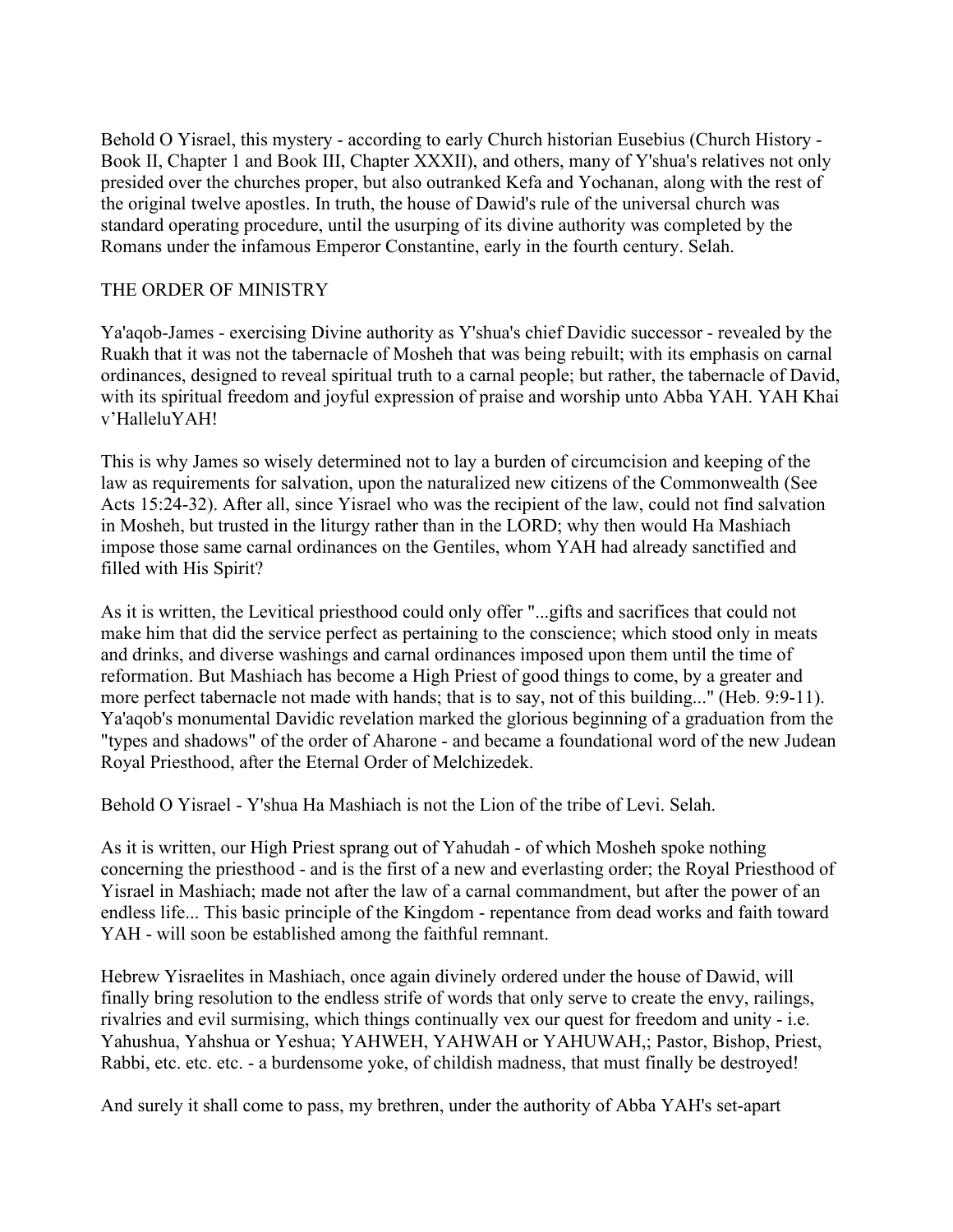Behold O Yisrael, this mystery - according to early Church historian Eusebius (Church History - Book II, Chapter 1 and Book III, Chapter XXXII), and others, many of Y'shua's relatives not only presided over the churches proper, but also outranked Kefa and Yochanan, along with the rest of the original twelve apostles. In truth, the house of Dawid's rule of the universal church was standard operating procedure, until the usurping of its divine authority was completed by the Romans under the infamous Emperor Constantine, early in the fourth century. Selah.

## THE ORDER OF MINISTRY

Ya'aqob-James - exercising Divine authority as Y'shua's chief Davidic successor - revealed by the Ruakh that it was not the tabernacle of Mosheh that was being rebuilt; with its emphasis on carnal ordinances, designed to reveal spiritual truth to a carnal people; but rather, the tabernacle of David, with its spiritual freedom and joyful expression of praise and worship unto Abba YAH. YAH Khai v'HalleluYAH!

This is why James so wisely determined not to lay a burden of circumcision and keeping of the law as requirements for salvation, upon the naturalized new citizens of the Commonwealth (See Acts 15:24-32). After all, since Yisrael who was the recipient of the law, could not find salvation in Mosheh, but trusted in the liturgy rather than in the LORD; why then would Ha Mashiach impose those same carnal ordinances on the Gentiles, whom YAH had already sanctified and filled with His Spirit?

As it is written, the Levitical priesthood could only offer "...gifts and sacrifices that could not make him that did the service perfect as pertaining to the conscience; which stood only in meats and drinks, and diverse washings and carnal ordinances imposed upon them until the time of reformation. But Mashiach has become a High Priest of good things to come, by a greater and more perfect tabernacle not made with hands; that is to say, not of this building..." (Heb. 9:9-11). Ya'aqob's monumental Davidic revelation marked the glorious beginning of a graduation from the "types and shadows" of the order of Aharone - and became a foundational word of the new Judean Royal Priesthood, after the Eternal Order of Melchizedek.

Behold O Yisrael - Y'shua Ha Mashiach is not the Lion of the tribe of Levi. Selah.

As it is written, our High Priest sprang out of Yahudah - of which Mosheh spoke nothing concerning the priesthood - and is the first of a new and everlasting order; the Royal Priesthood of Yisrael in Mashiach; made not after the law of a carnal commandment, but after the power of an endless life... This basic principle of the Kingdom - repentance from dead works and faith toward YAH - will soon be established among the faithful remnant.

Hebrew Yisraelites in Mashiach, once again divinely ordered under the house of Dawid, will finally bring resolution to the endless strife of words that only serve to create the envy, railings, rivalries and evil surmising, which things continually vex our quest for freedom and unity - i.e. Yahushua, Yahshua or Yeshua; YAHWEH, YAHWAH or YAHUWAH,; Pastor, Bishop, Priest, Rabbi, etc. etc. etc. - a burdensome yoke, of childish madness, that must finally be destroyed!

And surely it shall come to pass, my brethren, under the authority of Abba YAH's set-apart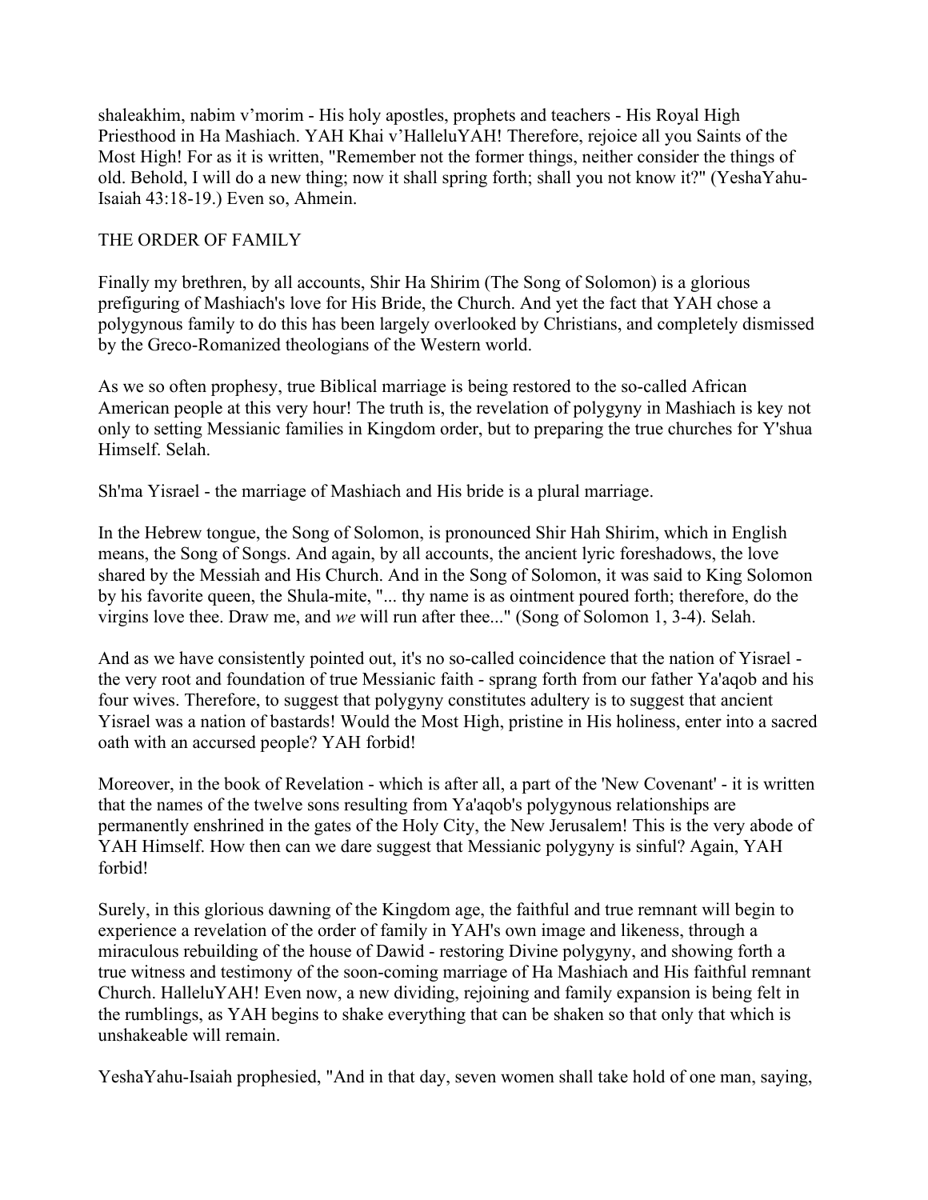shaleakhim, nabim v'morim - His holy apostles, prophets and teachers - His Royal High Priesthood in Ha Mashiach. YAH Khai v'HalleluYAH! Therefore, rejoice all you Saints of the Most High! For as it is written, "Remember not the former things, neither consider the things of old. Behold, I will do a new thing; now it shall spring forth; shall you not know it?" (YeshaYahu-Isaiah 43:18-19.) Even so, Ahmein.

## THE ORDER OF FAMILY

Finally my brethren, by all accounts, Shir Ha Shirim (The Song of Solomon) is a glorious prefiguring of Mashiach's love for His Bride, the Church. And yet the fact that YAH chose a polygynous family to do this has been largely overlooked by Christians, and completely dismissed by the Greco-Romanized theologians of the Western world.

As we so often prophesy, true Biblical marriage is being restored to the so-called African American people at this very hour! The truth is, the revelation of polygyny in Mashiach is key not only to setting Messianic families in Kingdom order, but to preparing the true churches for Y'shua Himself. Selah.

Sh'ma Yisrael - the marriage of Mashiach and His bride is a plural marriage.

In the Hebrew tongue, the Song of Solomon, is pronounced Shir Hah Shirim, which in English means, the Song of Songs. And again, by all accounts, the ancient lyric foreshadows, the love shared by the Messiah and His Church. And in the Song of Solomon, it was said to King Solomon by his favorite queen, the Shula-mite, "... thy name is as ointment poured forth; therefore, do the virgins love thee. Draw me, and *we* will run after thee..." (Song of Solomon 1, 3-4). Selah.

And as we have consistently pointed out, it's no so-called coincidence that the nation of Yisrael - the very root and foundation of true Messianic faith - sprang forth from our father Ya'aqob and his four wives. Therefore, to suggest that polygyny constitutes adultery is to suggest that ancient Yisrael was a nation of bastards! Would the Most High, pristine in His holiness, enter into a sacred oath with an accursed people? YAH forbid!

Moreover, in the book of Revelation - which is after all, a part of the 'New Covenant' - it is written that the names of the twelve sons resulting from Ya'aqob's polygynous relationships are permanently enshrined in the gates of the Holy City, the New Jerusalem! This is the very abode of YAH Himself. How then can we dare suggest that Messianic polygyny is sinful? Again, YAH forbid!

Surely, in this glorious dawning of the Kingdom age, the faithful and true remnant will begin to experience a revelation of the order of family in YAH's own image and likeness, through a miraculous rebuilding of the house of Dawid - restoring Divine polygyny, and showing forth a true witness and testimony of the soon-coming marriage of Ha Mashiach and His faithful remnant Church. HalleluYAH! Even now, a new dividing, rejoining and family expansion is being felt in the rumblings, as YAH begins to shake everything that can be shaken so that only that which is unshakeable will remain.

YeshaYahu-Isaiah prophesied, "And in that day, seven women shall take hold of one man, saying,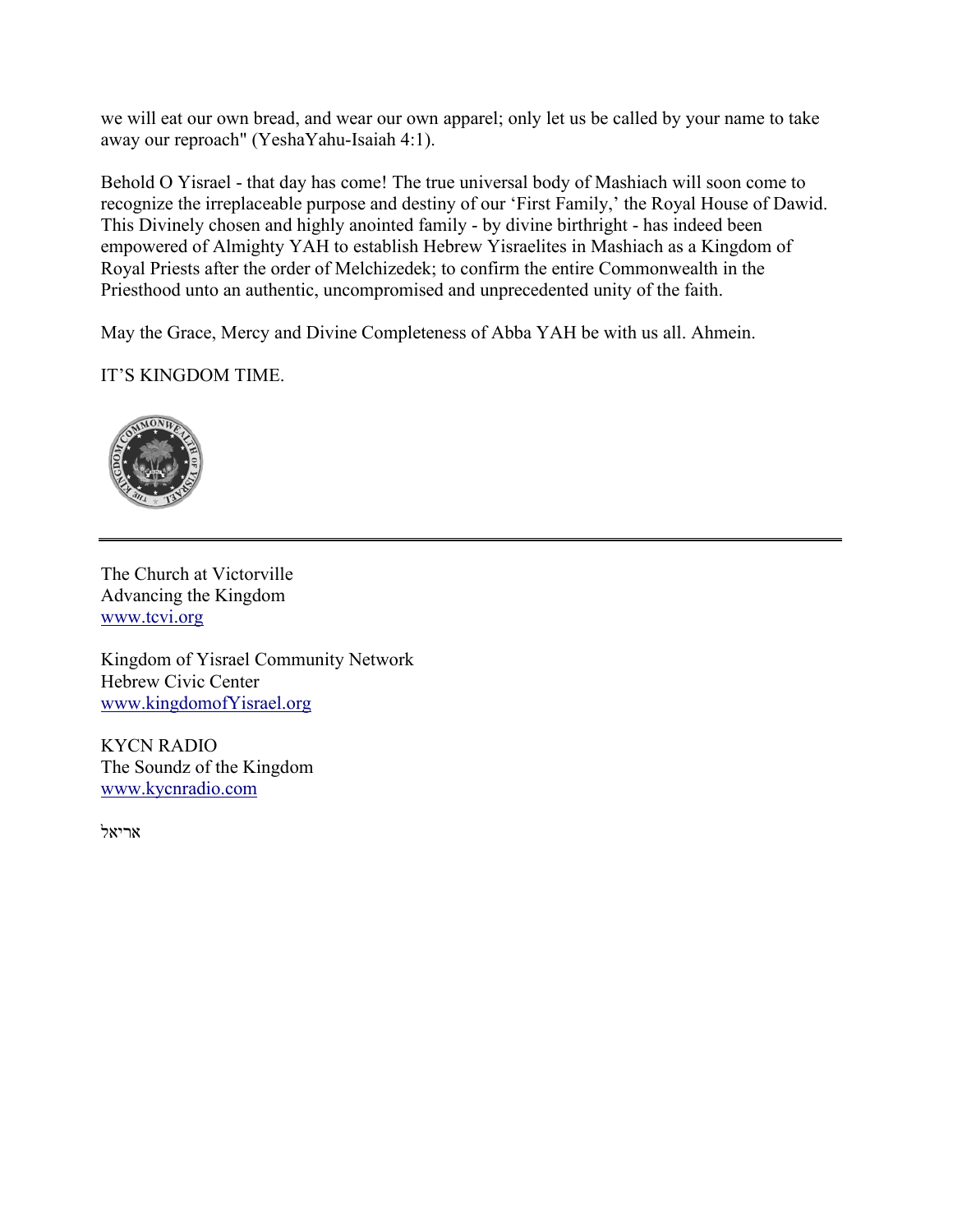we will eat our own bread, and wear our own apparel; only let us be called by your name to take away our reproach" (YeshaYahu-Isaiah 4:1).

Behold O Yisrael - that day has come! The true universal body of Mashiach will soon come to recognize the irreplaceable purpose and destiny of our 'First Family,' the Royal House of Dawid. This Divinely chosen and highly anointed family - by divine birthright - has indeed been empowered of Almighty YAH to establish Hebrew Yisraelites in Mashiach as a Kingdom of Royal Priests after the order of Melchizedek; to confirm the entire Commonwealth in the Priesthood unto an authentic, uncompromised and unprecedented unity of the faith.

May the Grace, Mercy and Divine Completeness of Abba YAH be with us all. Ahmein.

IT'S KINGDOM TIME.

---

The Church at Victorville
Advancing the Kingdom
www.tcvi.org

Kingdom of Yisrael Community Network
Hebrew Civic Center
www.kingdomofYisrael.org

KYCN RADIO
The Soundz of the Kingdom
www.kycnradio.com

אריאל